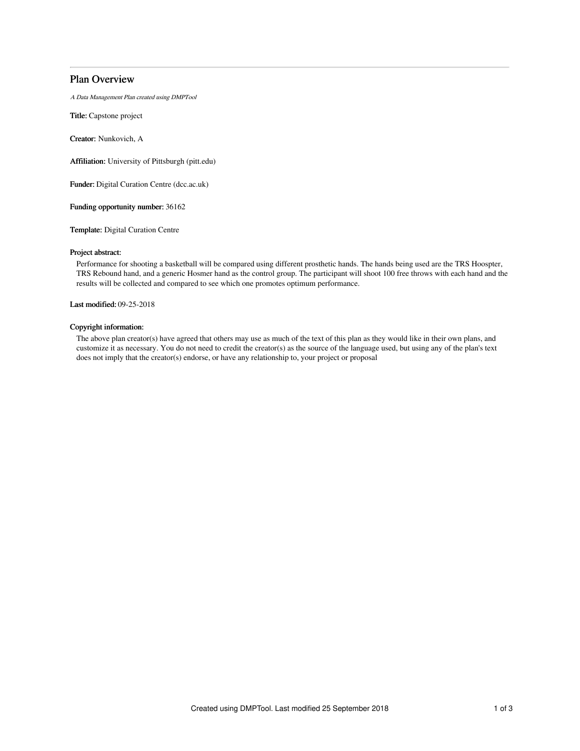# Plan Overview

*A Data Management Plan created using DMPTool*

**Title:** Capstone project

**Creator:** Nunkovich, A

**Affiliation:** University of Pittsburgh (pitt.edu)

**Funder:** Digital Curation Centre (dcc.ac.uk)

**Funding opportunity number:** 36162

**Template:** Digital Curation Centre

**Project abstract:**

Performance for shooting a basketball will be compared using different prosthetic hands. The hands being used are the TRS Hoospter, TRS Rebound hand, and a generic Hosmer hand as the control group. The participant will shoot 100 free throws with each hand and the results will be collected and compared to see which one promotes optimum performance.

**Last modified:** 09-25-2018

**Copyright information:**

The above plan creator(s) have agreed that others may use as much of the text of this plan as they would like in their own plans, and customize it as necessary. You do not need to credit the creator(s) as the source of the language used, but using any of the plan's text does not imply that the creator(s) endorse, or have any relationship to, your project or proposal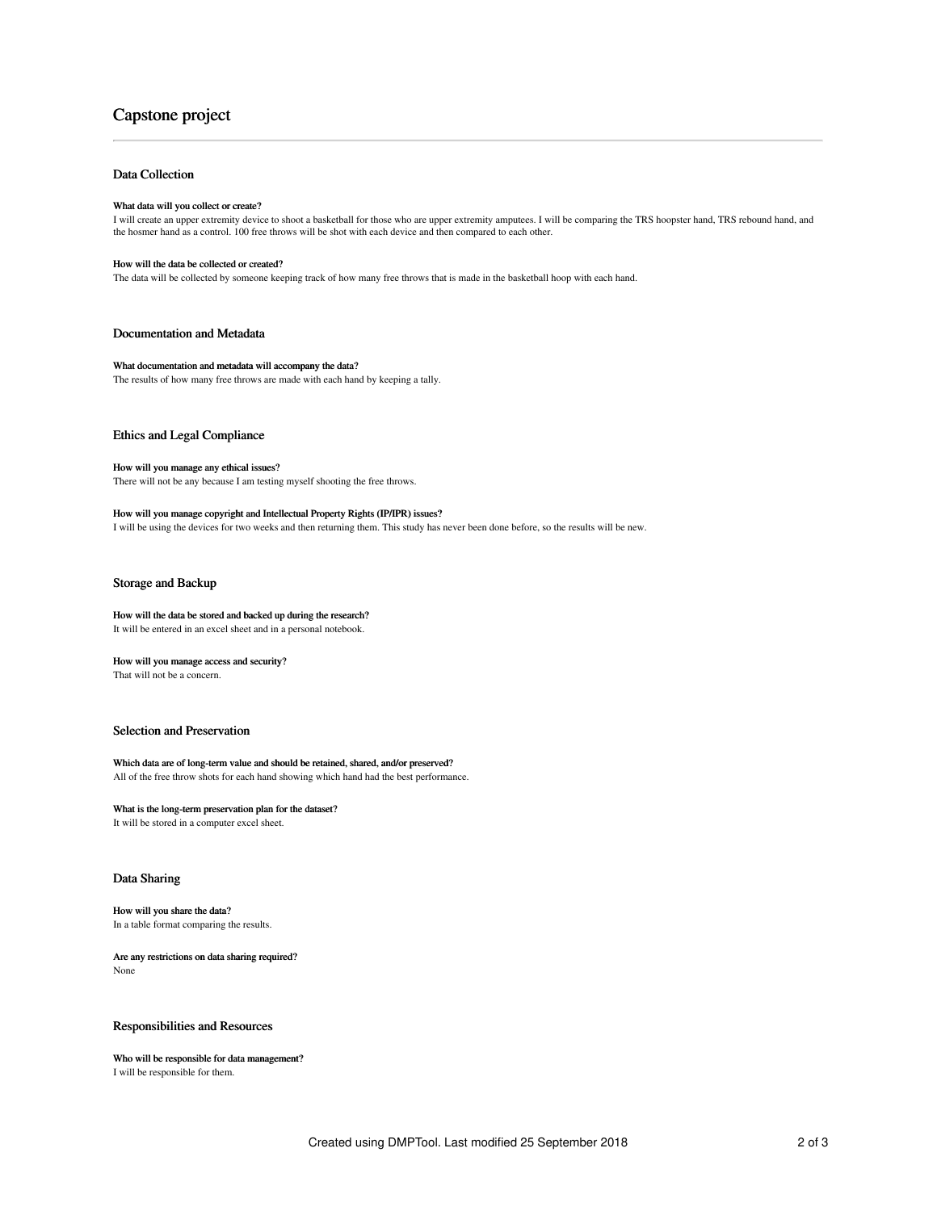# Capstone project

## Data Collection

### What data will you collect or create?

I will create an upper extremity device to shoot a basketball for those who are upper extremity amputees. I will be comparing the TRS hoopster hand, TRS rebound hand, and the hosmer hand as a control. 100 free throws will be shot with each device and then compared to each other.

### How will the data be collected or created?

The data will be collected by someone keeping track of how many free throws that is made in the basketball hoop with each hand.

## Documentation and Metadata

### What documentation and metadata will accompany the data?

The results of how many free throws are made with each hand by keeping a tally.

## Ethics and Legal Compliance

### How will you manage any ethical issues?

There will not be any because I am testing myself shooting the free throws.

### How will you manage copyright and Intellectual Property Rights (IP/IPR) issues?

I will be using the devices for two weeks and then returning them. This study has never been done before, so the results will be new.

## Storage and Backup

### How will the data be stored and backed up during the research?

It will be entered in an excel sheet and in a personal notebook.

### How will you manage access and security?

That will not be a concern.

## Selection and Preservation

### Which data are of long-term value and should be retained, shared, and/or preserved?

All of the free throw shots for each hand showing which hand had the best performance.

### What is the long-term preservation plan for the dataset?

It will be stored in a computer excel sheet.

## Data Sharing

### How will you share the data?

In a table format comparing the results.

### Are any restrictions on data sharing required?

None

## Responsibilities and Resources

### Who will be responsible for data management?

I will be responsible for them.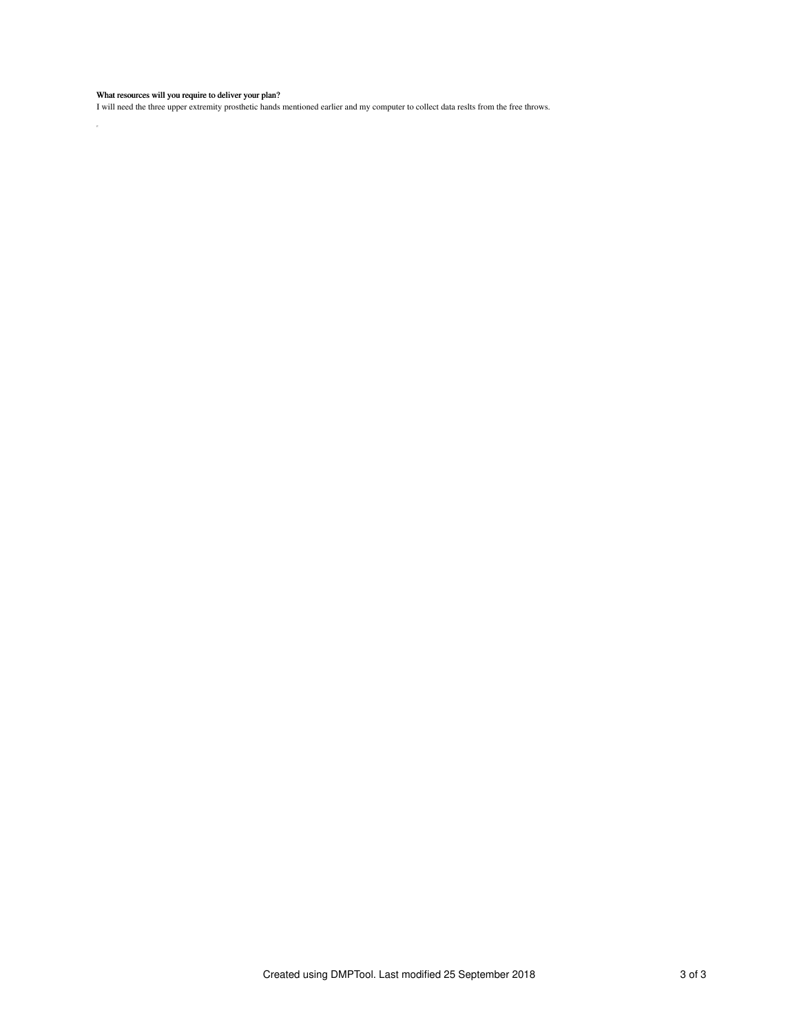**What resources will you require to deliver your plan?**

I will need the three upper extremity prosthetic hands mentioned earlier and my computer to collect data reslts from the free throws.